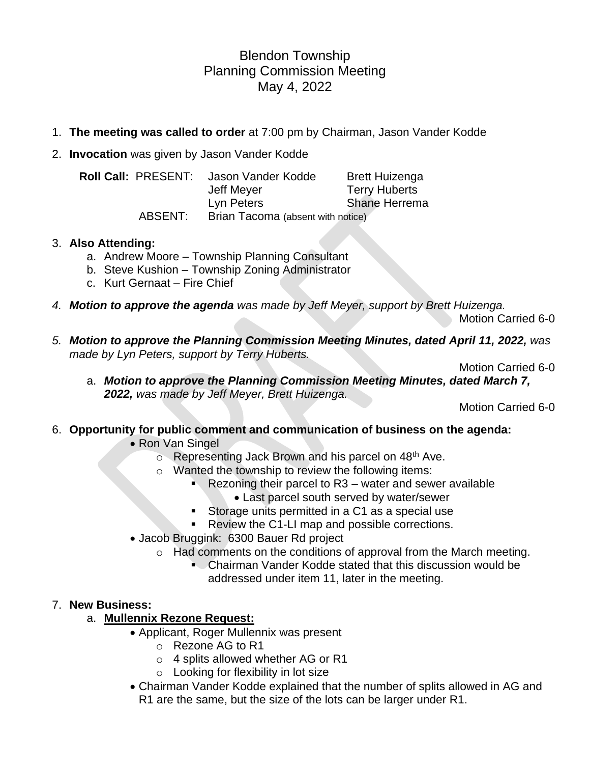# Blendon Township
## Planning Commission Meeting
### May 4, 2022

1. **The meeting was called to order** at 7:00 pm by Chairman, Jason Vander Kodde
2. **Invocation** was given by Jason Vander Kodde

| **Roll Call:** PRESENT: | Jason Vander Kodde | Brett Huizenga |
|---|---|---|
| | Jeff Meyer | Terry Huberts |
| | Lyn Peters | Shane Herrema |
| ABSENT: | Brian Tacoma (absent with notice) | |

3. **Also Attending:**
   a. Andrew Moore – Township Planning Consultant
   b. Steve Kushion – Township Zoning Administrator
   c. Kurt Gernaat – Fire Chief

4. ***Motion to approve the agenda*** *was made by Jeff Meyer, support by Brett Huizenga.*

   Motion Carried 6-0

5. ***Motion to approve the Planning Commission Meeting Minutes, dated April 11, 2022,*** *was made by Lyn Peters, support by Terry Huberts.*

   Motion Carried 6-0

   a. ***Motion to approve the Planning Commission Meeting Minutes, dated March 7, 2022,*** *was made by Jeff Meyer, Brett Huizenga.*

   Motion Carried 6-0

6. **Opportunity for public comment and communication of business on the agenda:**
   - Ron Van Singel
     - Representing Jack Brown and his parcel on 48th Ave.
     - Wanted the township to review the following items:
       - Rezoning their parcel to R3 – water and sewer available
         - Last parcel south served by water/sewer
       - Storage units permitted in a C1 as a special use
       - Review the C1-LI map and possible corrections.
   - Jacob Bruggink: 6300 Bauer Rd project
     - Had comments on the conditions of approval from the March meeting.
       - Chairman Vander Kodde stated that this discussion would be addressed under item 11, later in the meeting.

7. **New Business:**
   a. **Mullennix Rezone Request:**
   - Applicant, Roger Mullennix was present
     - Rezone AG to R1
     - 4 splits allowed whether AG or R1
     - Looking for flexibility in lot size
   - Chairman Vander Kodde explained that the number of splits allowed in AG and R1 are the same, but the size of the lots can be larger under R1.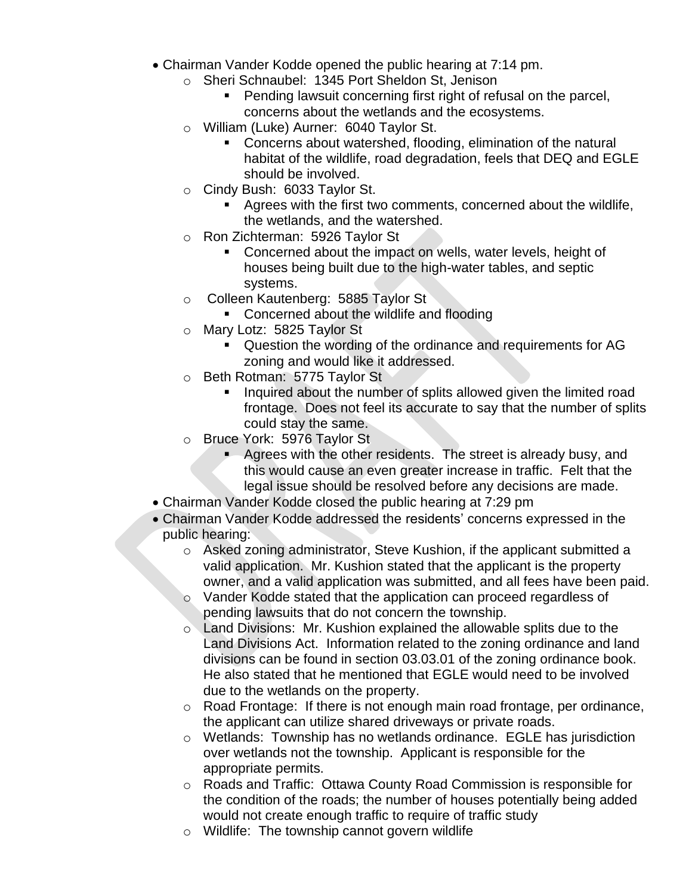- Chairman Vander Kodde opened the public hearing at 7:14 pm.
  - Sheri Schnaubel: 1345 Port Sheldon St, Jenison
    - Pending lawsuit concerning first right of refusal on the parcel, concerns about the wetlands and the ecosystems.
  - William (Luke) Aurner: 6040 Taylor St.
    - Concerns about watershed, flooding, elimination of the natural habitat of the wildlife, road degradation, feels that DEQ and EGLE should be involved.
  - Cindy Bush: 6033 Taylor St.
    - Agrees with the first two comments, concerned about the wildlife, the wetlands, and the watershed.
  - Ron Zichterman: 5926 Taylor St
    - Concerned about the impact on wells, water levels, height of houses being built due to the high-water tables, and septic systems.
  - Colleen Kautenberg: 5885 Taylor St
    - Concerned about the wildlife and flooding
  - Mary Lotz: 5825 Taylor St
    - Question the wording of the ordinance and requirements for AG zoning and would like it addressed.
  - Beth Rotman: 5775 Taylor St
    - Inquired about the number of splits allowed given the limited road frontage. Does not feel its accurate to say that the number of splits could stay the same.
  - Bruce York: 5976 Taylor St
    - Agrees with the other residents. The street is already busy, and this would cause an even greater increase in traffic. Felt that the legal issue should be resolved before any decisions are made.
- Chairman Vander Kodde closed the public hearing at 7:29 pm
- Chairman Vander Kodde addressed the residents' concerns expressed in the public hearing:
  - Asked zoning administrator, Steve Kushion, if the applicant submitted a valid application. Mr. Kushion stated that the applicant is the property owner, and a valid application was submitted, and all fees have been paid.
  - Vander Kodde stated that the application can proceed regardless of pending lawsuits that do not concern the township.
  - Land Divisions: Mr. Kushion explained the allowable splits due to the Land Divisions Act. Information related to the zoning ordinance and land divisions can be found in section 03.03.01 of the zoning ordinance book. He also stated that he mentioned that EGLE would need to be involved due to the wetlands on the property.
  - Road Frontage: If there is not enough main road frontage, per ordinance, the applicant can utilize shared driveways or private roads.
  - Wetlands: Township has no wetlands ordinance. EGLE has jurisdiction over wetlands not the township. Applicant is responsible for the appropriate permits.
  - Roads and Traffic: Ottawa County Road Commission is responsible for the condition of the roads; the number of houses potentially being added would not create enough traffic to require of traffic study
  - Wildlife: The township cannot govern wildlife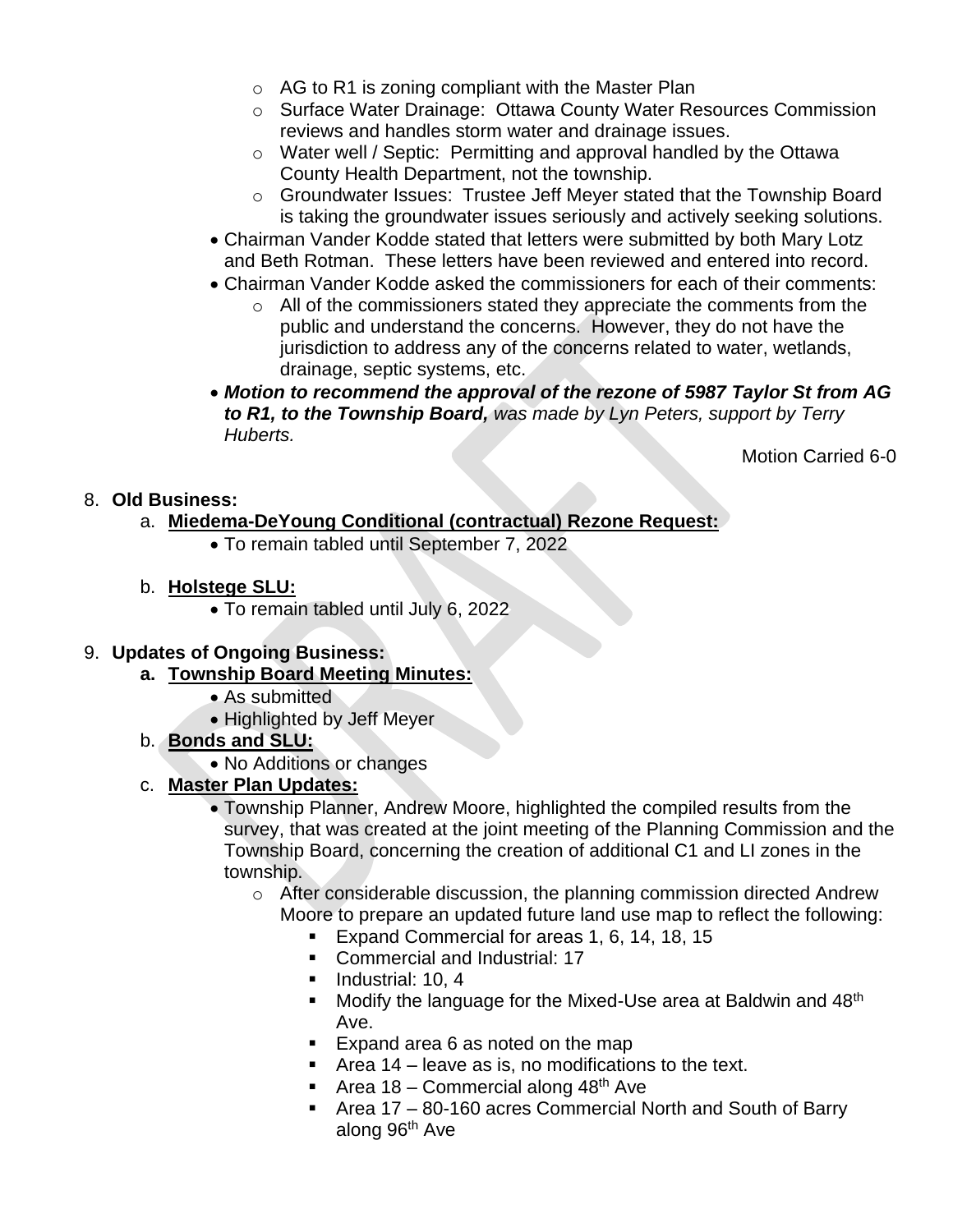- AG to R1 is zoning compliant with the Master Plan
  - Surface Water Drainage: Ottawa County Water Resources Commission reviews and handles storm water and drainage issues.
  - Water well / Septic: Permitting and approval handled by the Ottawa County Health Department, not the township.
  - Groundwater Issues: Trustee Jeff Meyer stated that the Township Board is taking the groundwater issues seriously and actively seeking solutions.
- Chairman Vander Kodde stated that letters were submitted by both Mary Lotz and Beth Rotman. These letters have been reviewed and entered into record.
- Chairman Vander Kodde asked the commissioners for each of their comments:
  - All of the commissioners stated they appreciate the comments from the public and understand the concerns. However, they do not have the jurisdiction to address any of the concerns related to water, wetlands, drainage, septic systems, etc.
- ***Motion to recommend the approval of the rezone of 5987 Taylor St from AG to R1, to the Township Board,*** *was made by Lyn Peters, support by Terry Huberts.*

Motion Carried 6-0

8. **Old Business:**
   a. **Miedema-DeYoung Conditional (contractual) Rezone Request:**
      - To remain tabled until September 7, 2022

   b. **Holstege SLU:**
      - To remain tabled until July 6, 2022

9. **Updates of Ongoing Business:**
   a. **Township Board Meeting Minutes:**
      - As submitted
      - Highlighted by Jeff Meyer

   b. **Bonds and SLU:**
      - No Additions or changes

   c. **Master Plan Updates:**
      - Township Planner, Andrew Moore, highlighted the compiled results from the survey, that was created at the joint meeting of the Planning Commission and the Township Board, concerning the creation of additional C1 and LI zones in the township.
        - After considerable discussion, the planning commission directed Andrew Moore to prepare an updated future land use map to reflect the following:
          - Expand Commercial for areas 1, 6, 14, 18, 15
          - Commercial and Industrial: 17
          - Industrial: 10, 4
          - Modify the language for the Mixed-Use area at Baldwin and 48th Ave.
          - Expand area 6 as noted on the map
          - Area 14 – leave as is, no modifications to the text.
          - Area 18 – Commercial along 48th Ave
          - Area 17 – 80-160 acres Commercial North and South of Barry along 96th Ave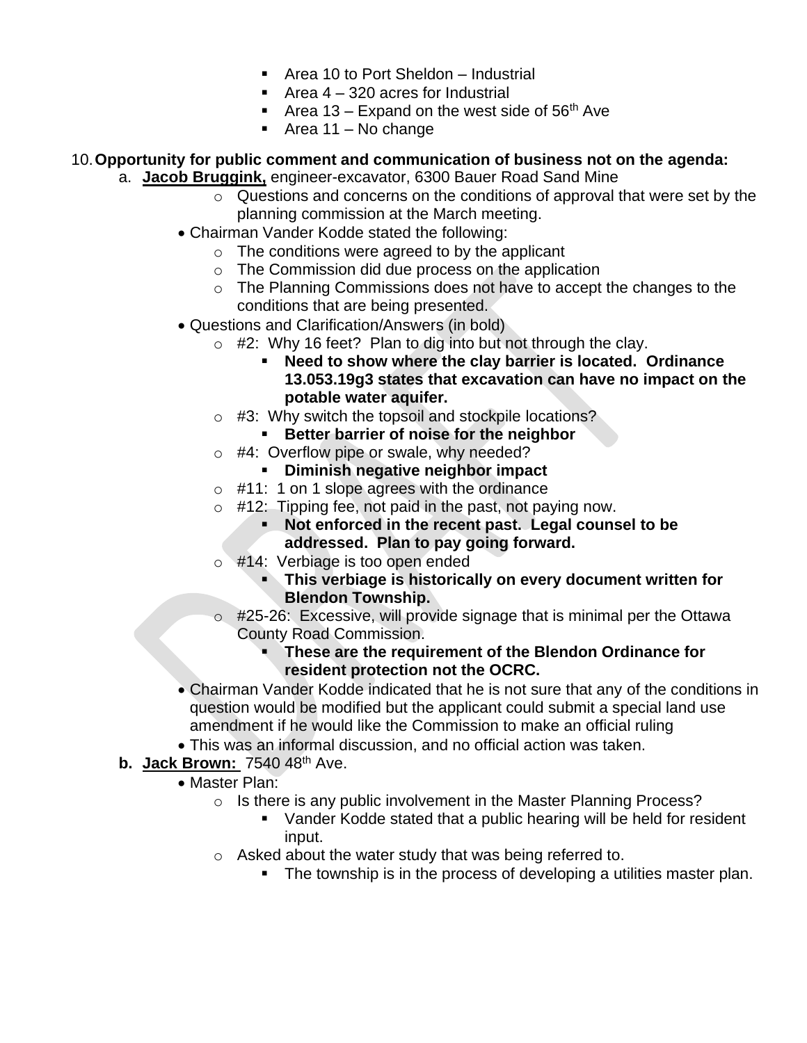- Area 10 to Port Sheldon – Industrial
- Area 4 – 320 acres for Industrial
- Area 13 – Expand on the west side of 56th Ave
- Area 11 – No change

10. **Opportunity for public comment and communication of business not on the agenda:**
    a. **Jacob Bruggink,** engineer-excavator, 6300 Bauer Road Sand Mine
        - Questions and concerns on the conditions of approval that were set by the planning commission at the March meeting.
    - Chairman Vander Kodde stated the following:
        - The conditions were agreed to by the applicant
        - The Commission did due process on the application
        - The Planning Commissions does not have to accept the changes to the conditions that are being presented.
    - Questions and Clarification/Answers (in bold)
        - #2: Why 16 feet? Plan to dig into but not through the clay.
            - **Need to show where the clay barrier is located. Ordinance 13.053.19g3 states that excavation can have no impact on the potable water aquifer.**
        - #3: Why switch the topsoil and stockpile locations?
            - **Better barrier of noise for the neighbor**
        - #4: Overflow pipe or swale, why needed?
            - **Diminish negative neighbor impact**
        - #11: 1 on 1 slope agrees with the ordinance
        - #12: Tipping fee, not paid in the past, not paying now.
            - **Not enforced in the recent past. Legal counsel to be addressed. Plan to pay going forward.**
        - #14: Verbiage is too open ended
            - **This verbiage is historically on every document written for Blendon Township.**
        - #25-26: Excessive, will provide signage that is minimal per the Ottawa County Road Commission.
            - **These are the requirement of the Blendon Ordinance for resident protection not the OCRC.**
    - Chairman Vander Kodde indicated that he is not sure that any of the conditions in question would be modified but the applicant could submit a special land use amendment if he would like the Commission to make an official ruling
    - This was an informal discussion, and no official action was taken.

    **b. Jack Brown:** 7540 48th Ave.
    - Master Plan:
        - Is there is any public involvement in the Master Planning Process?
            - Vander Kodde stated that a public hearing will be held for resident input.
        - Asked about the water study that was being referred to.
            - The township is in the process of developing a utilities master plan.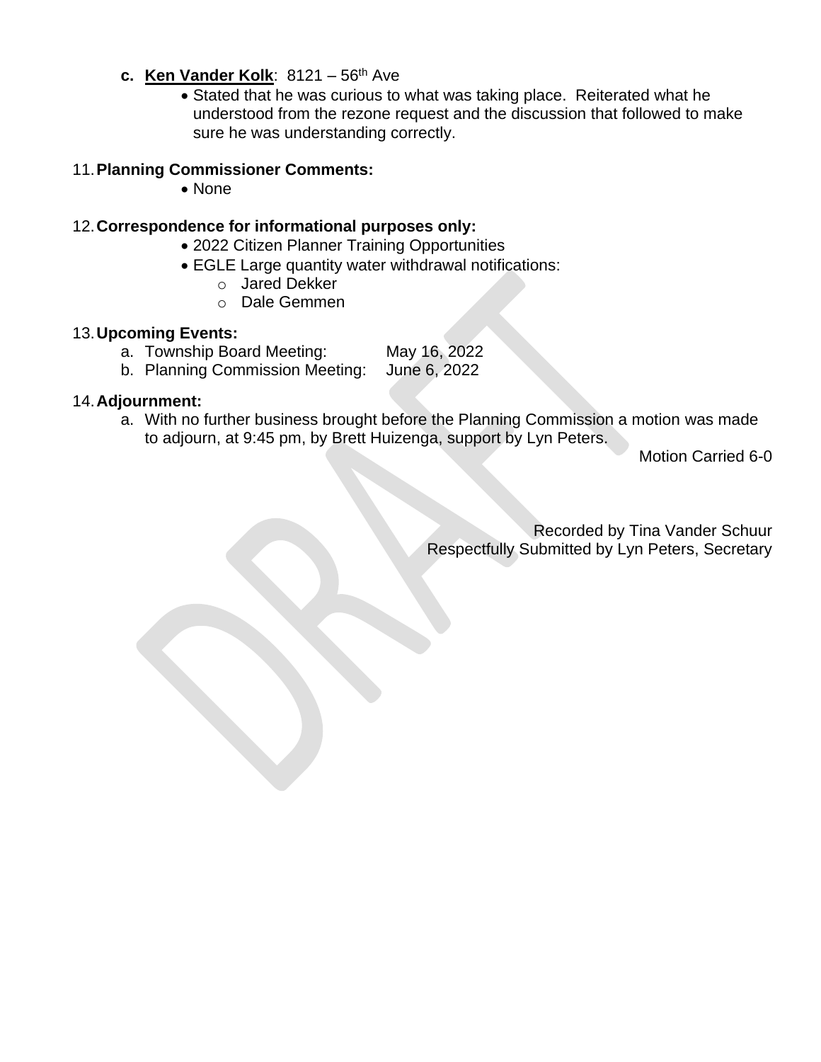c. **<u>Ken Vander Kolk</u>**: 8121 – 56th Ave
  - Stated that he was curious to what was taking place. Reiterated what he understood from the rezone request and the discussion that followed to make sure he was understanding correctly.

11. **Planning Commissioner Comments:**
    - None

12. **Correspondence for informational purposes only:**
    - 2022 Citizen Planner Training Opportunities
    - EGLE Large quantity water withdrawal notifications:
      - Jared Dekker
      - Dale Gemmen

13. **Upcoming Events:**
    a. Township Board Meeting: May 16, 2022
    b. Planning Commission Meeting: June 6, 2022

14. **Adjournment:**
    a. With no further business brought before the Planning Commission a motion was made to adjourn, at 9:45 pm, by Brett Huizenga, support by Lyn Peters.

Motion Carried 6-0

Recorded by Tina Vander Schuur
Respectfully Submitted by Lyn Peters, Secretary

DRAFT